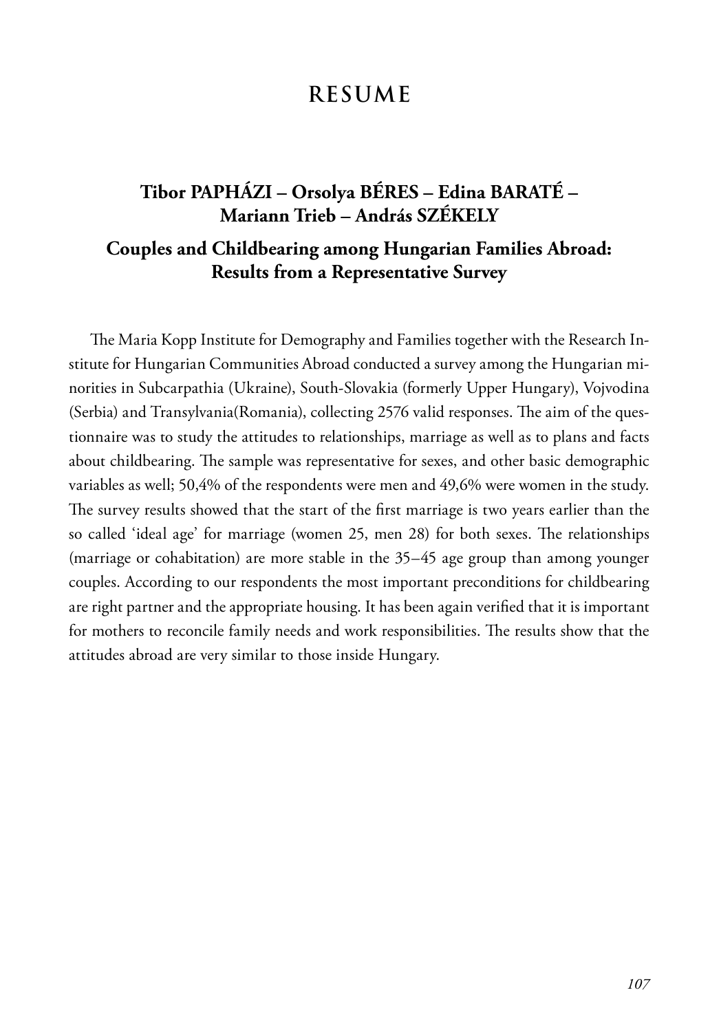# RESUME

## Tibor PAPHÁZI – Orsolya BÉRES – Edina BARATÉ – Mariann Trieb – András SZÉKELY

### Couples and Childbearing among Hungarian Families Abroad: Results from a Representative Survey

The Maria Kopp Institute for Demography and Families together with the Research Institute for Hungarian Communities Abroad conducted a survey among the Hungarian minorities in Subcarpathia (Ukraine), South-Slovakia (formerly Upper Hungary), Vojvodina (Serbia) and Transylvania(Romania), collecting 2576 valid responses. The aim of the questionnaire was to study the attitudes to relationships, marriage as well as to plans and facts about childbearing. The sample was representative for sexes, and other basic demographic variables as well; 50,4% of the respondents were men and 49,6% were women in the study. The survey results showed that the start of the first marriage is two years earlier than the so called 'ideal age' for marriage (women 25, men 28) for both sexes. The relationships (marriage or cohabitation) are more stable in the 35–45 age group than among younger couples. According to our respondents the most important preconditions for childbearing are right partner and the appropriate housing. It has been again verified that it is important for mothers to reconcile family needs and work responsibilities. The results show that the attitudes abroad are very similar to those inside Hungary.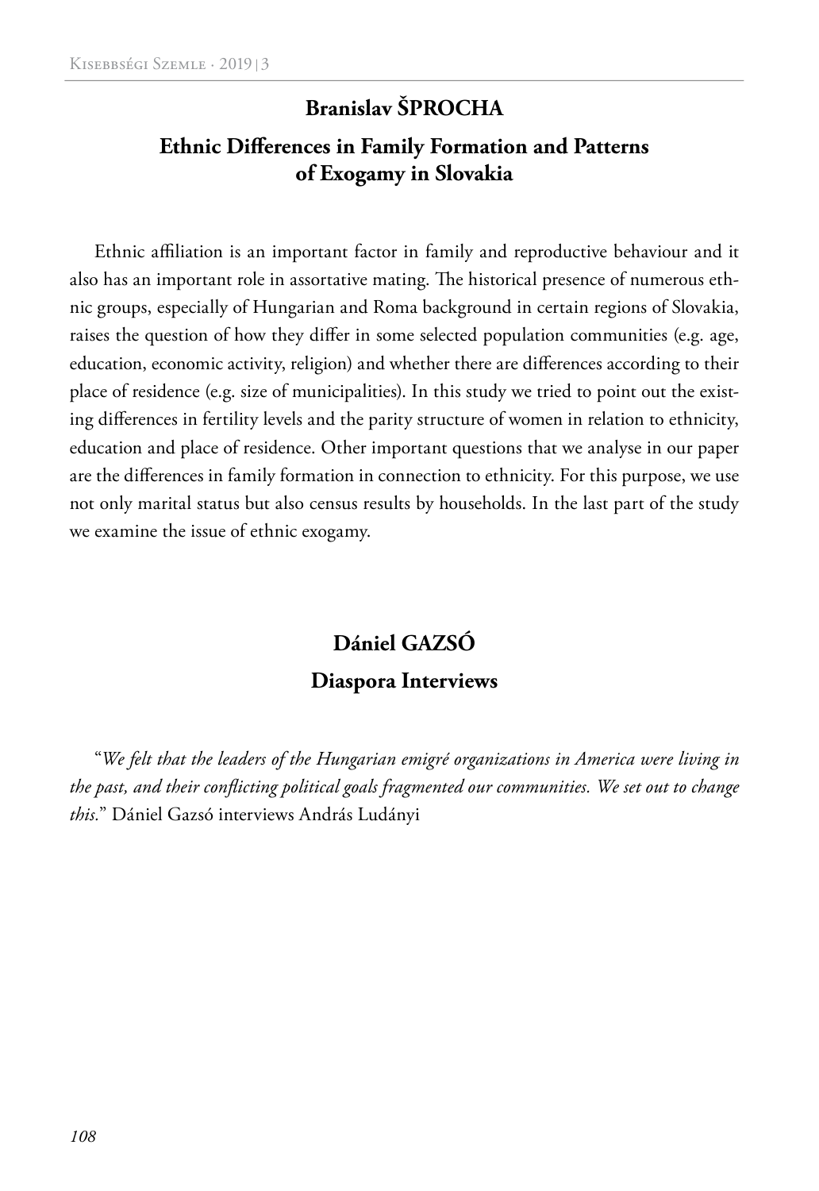## Branislav ŠPROCHA

## Ethnic Differences in Family Formation and Patterns of Exogamy in Slovakia

Ethnic affiliation is an important factor in family and reproductive behaviour and it also has an important role in assortative mating. The historical presence of numerous ethnic groups, especially of Hungarian and Roma background in certain regions of Slovakia, raises the question of how they differ in some selected population communities (e.g. age, education, economic activity, religion) and whether there are differences according to their place of residence (e.g. size of municipalities). In this study we tried to point out the existing differences in fertility levels and the parity structure of women in relation to ethnicity, education and place of residence. Other important questions that we analyse in our paper are the differences in family formation in connection to ethnicity. For this purpose, we use not only marital status but also census results by households. In the last part of the study we examine the issue of ethnic exogamy.

## Dániel GAZSÓ

## Diaspora Interviews

"*We felt that the leaders of the Hungarian emigré organizations in America were living in the past, and their conflicting political goals fragmented our communities. We set out to change this.*" Dániel Gazsó interviews András Ludányi